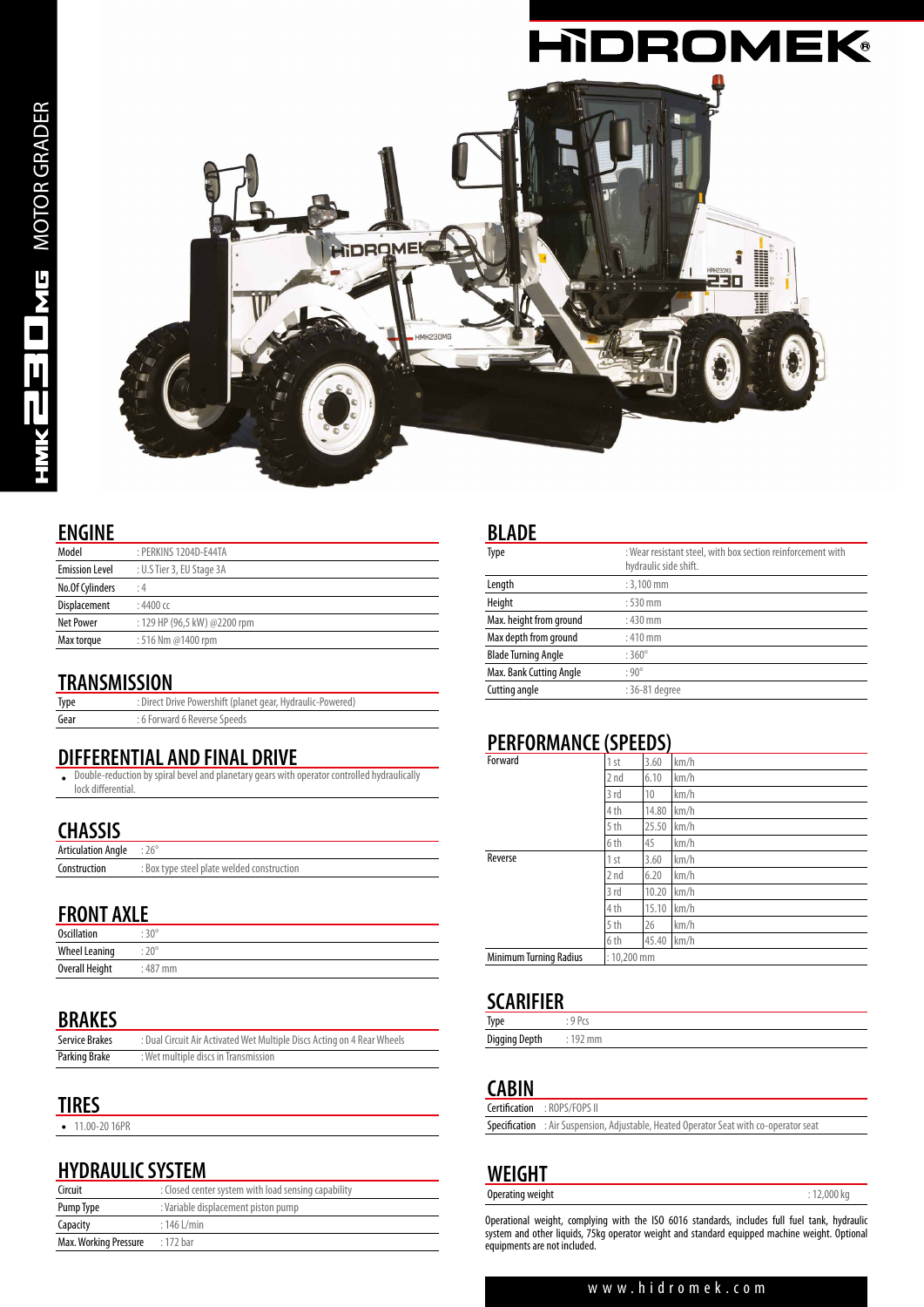# HIDROMEK

HMK 230MG MOTOR GRADER

## ENGINE

| | |
|---|---|
| Model | : PERKINS 1204D-E44TA |
| Emission Level | : U.S Tier 3, EU Stage 3A |
| No.Of Cylinders | : 4 |
| Displacement | : 4400 cc |
| Net Power | : 129 HP (96,5 kW) @2200 rpm |
| Max torque | : 516 Nm @1400 rpm |

## TRANSMISSION

| | |
|---|---|
| Type | : Direct Drive Powershift (planet gear, Hydraulic-Powered) |
| Gear | : 6 Forward 6 Reverse Speeds |

## DIFFERENTIAL AND FINAL DRIVE

- Double-reduction by spiral bevel and planetary gears with operator controlled hydraulically lock differential.

## CHASSIS

| | |
|---|---|
| Articulation Angle | : 26° |
| Construction | : Box type steel plate welded construction |

## FRONT AXLE

| | |
|---|---|
| Oscillation | : 30° |
| Wheel Leaning | : 20° |
| Overall Height | : 487 mm |

## BRAKES

| | |
|---|---|
| Service Brakes | : Dual Circuit Air Activated Wet Multiple Discs Acting on 4 Rear Wheels |
| Parking Brake | : Wet multiple discs in Transmission |

## TIRES

- 11.00-20 16PR

## HYDRAULIC SYSTEM

| | |
|---|---|
| Circuit | : Closed center system with load sensing capability |
| Pump Type | : Variable displacement piston pump |
| Capacity | : 146 L/min |
| Max. Working Pressure | : 172 bar |

## BLADE

| | |
|---|---|
| Type | : Wear resistant steel, with box section reinforcement with hydraulic side shift. |
| Length | : 3,100 mm |
| Height | : 530 mm |
| Max. height from ground | : 430 mm |
| Max depth from ground | : 410 mm |
| Blade Turning Angle | : 360° |
| Max. Bank Cutting Angle | : 90° |
| Cutting angle | : 36-81 degree |

## PERFORMANCE (SPEEDS)

| | | | |
|---|---|---|---|
| Forward | 1 st | 3.60 | km/h |
| | 2 nd | 6.10 | km/h |
| | 3 rd | 10 | km/h |
| | 4 th | 14.80 | km/h |
| | 5 th | 25.50 | km/h |
| | 6 th | 45 | km/h |
| Reverse | 1 st | 3.60 | km/h |
| | 2 nd | 6.20 | km/h |
| | 3 rd | 10.20 | km/h |
| | 4 th | 15.10 | km/h |
| | 5 th | 26 | km/h |
| | 6 th | 45.40 | km/h |
| Minimum Turning Radius | : 10,200 mm | | |

## SCARIFIER

| | |
|---|---|
| Type | : 9 Pcs |
| Digging Depth | : 192 mm |

## CABIN

| | |
|---|---|
| Certification | : ROPS/FOPS II |
| Specification | : Air Suspension, Adjustable, Heated Operator Seat with co-operator seat |

## WEIGHT

| | |
|---|---|
| Operating weight | : 12,000 kg |

Operational weight, complying with the ISO 6016 standards, includes full fuel tank, hydraulic system and other liquids, 75kg operator weight and standard equipped machine weight. Optional equipments are not included.

www.hidromek.com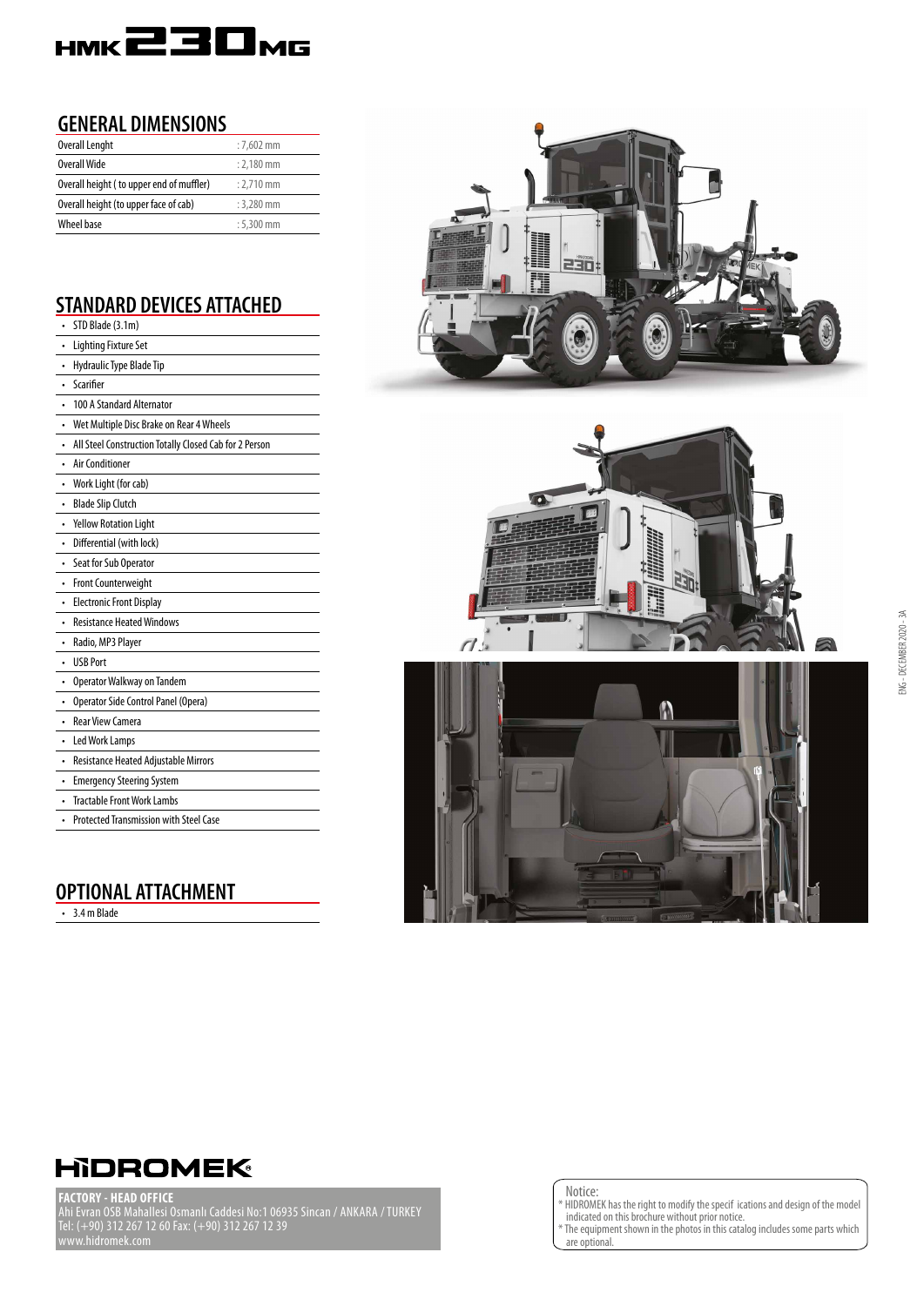# HMK 230 MG

## GENERAL DIMENSIONS

| | |
|---|---|
| Overall Lenght | : 7,602 mm |
| Overall Wide | : 2,180 mm |
| Overall height ( to upper end of muffler) | : 2,710 mm |
| Overall height (to upper face of cab) | : 3,280 mm |
| Wheel base | : 5,300 mm |

## STANDARD DEVICES ATTACHED

- STD Blade (3.1m)
- Lighting Fixture Set
- Hydraulic Type Blade Tip
- Scarifier
- 100 A Standard Alternator
- Wet Multiple Disc Brake on Rear 4 Wheels
- All Steel Construction Totally Closed Cab for 2 Person
- Air Conditioner
- Work Light (for cab)
- Blade Slip Clutch
- Yellow Rotation Light
- Differential (with lock)
- Seat for Sub Operator
- Front Counterweight
- Electronic Front Display
- Resistance Heated Windows
- Radio, MP3 Player
- USB Port
- Operator Walkway on Tandem
- Operator Side Control Panel (Opera)
- Rear View Camera
- Led Work Lamps
- Resistance Heated Adjustable Mirrors
- Emergency Steering System
- Tractable Front Work Lambs
- Protected Transmission with Steel Case

## OPTIONAL ATTACHMENT

- 3.4 m Blade

ENG - DECEMBER 2020 - 3A

# HİDROMEK

**FACTORY - HEAD OFFICE**
Ahi Evran OSB Mahallesi Osmanlı Caddesi No:1 06935 Sincan / ANKARA / TURKEY
Tel: (+90) 312 267 12 60 Fax: (+90) 312 267 12 39
www.hidromek.com

Notice:
* HIDROMEK has the right to modify the specif ications and design of the model indicated on this brochure without prior notice.
* The equipment shown in the photos in this catalog includes some parts which are optional.